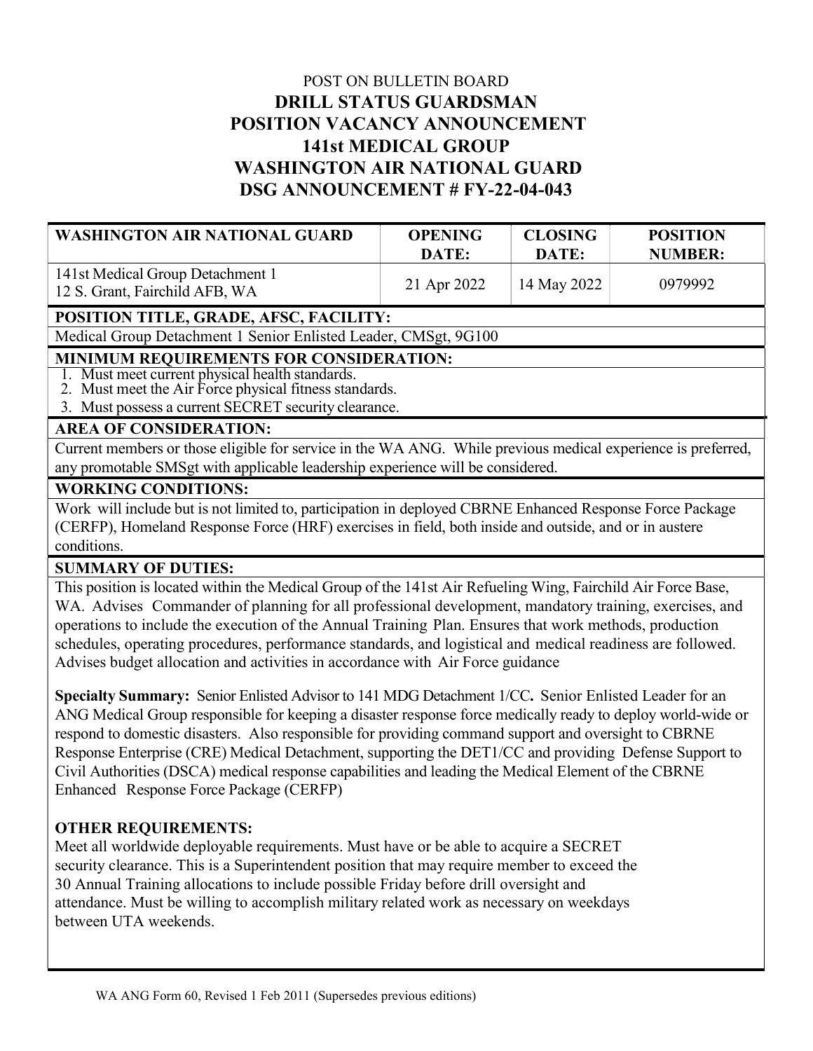POST ON BULLETIN BOARD

# DRILL STATUS GUARDSMAN
# POSITION VACANCY ANNOUNCEMENT
# 141st MEDICAL GROUP
# WASHINGTON AIR NATIONAL GUARD
# DSG ANNOUNCEMENT # FY-22-04-043

| WASHINGTON AIR NATIONAL GUARD | OPENING DATE: | CLOSING DATE: | POSITION NUMBER: |
|---|---|---|---|
| 141st Medical Group Detachment 1<br>12 S. Grant, Fairchild AFB, WA | 21 Apr 2022 | 14 May 2022 | 0979992 |

**POSITION TITLE, GRADE, AFSC, FACILITY:**

Medical Group Detachment 1 Senior Enlisted Leader, CMSgt, 9G100

**MINIMUM REQUIREMENTS FOR CONSIDERATION:**

1. Must meet current physical health standards.
2. Must meet the Air Force physical fitness standards.
3. Must possess a current SECRET security clearance.

**AREA OF CONSIDERATION:**

Current members or those eligible for service in the WA ANG. While previous medical experience is preferred, any promotable SMSgt with applicable leadership experience will be considered.

**WORKING CONDITIONS:**

Work will include but is not limited to, participation in deployed CBRNE Enhanced Response Force Package (CERFP), Homeland Response Force (HRF) exercises in field, both inside and outside, and or in austere conditions.

**SUMMARY OF DUTIES:**

This position is located within the Medical Group of the 141st Air Refueling Wing, Fairchild Air Force Base, WA. Advises Commander of planning for all professional development, mandatory training, exercises, and operations to include the execution of the Annual Training Plan. Ensures that work methods, production schedules, operating procedures, performance standards, and logistical and medical readiness are followed. Advises budget allocation and activities in accordance with Air Force guidance

**Specialty Summary:** Senior Enlisted Advisor to 141 MDG Detachment 1/CC**.** Senior Enlisted Leader for an ANG Medical Group responsible for keeping a disaster response force medically ready to deploy world-wide or respond to domestic disasters. Also responsible for providing command support and oversight to CBRNE Response Enterprise (CRE) Medical Detachment, supporting the DET1/CC and providing Defense Support to Civil Authorities (DSCA) medical response capabilities and leading the Medical Element of the CBRNE Enhanced Response Force Package (CERFP)

**OTHER REQUIREMENTS:**

Meet all worldwide deployable requirements. Must have or be able to acquire a SECRET security clearance. This is a Superintendent position that may require member to exceed the 30 Annual Training allocations to include possible Friday before drill oversight and attendance. Must be willing to accomplish military related work as necessary on weekdays between UTA weekends.

WA ANG Form 60, Revised 1 Feb 2011 (Supersedes previous editions)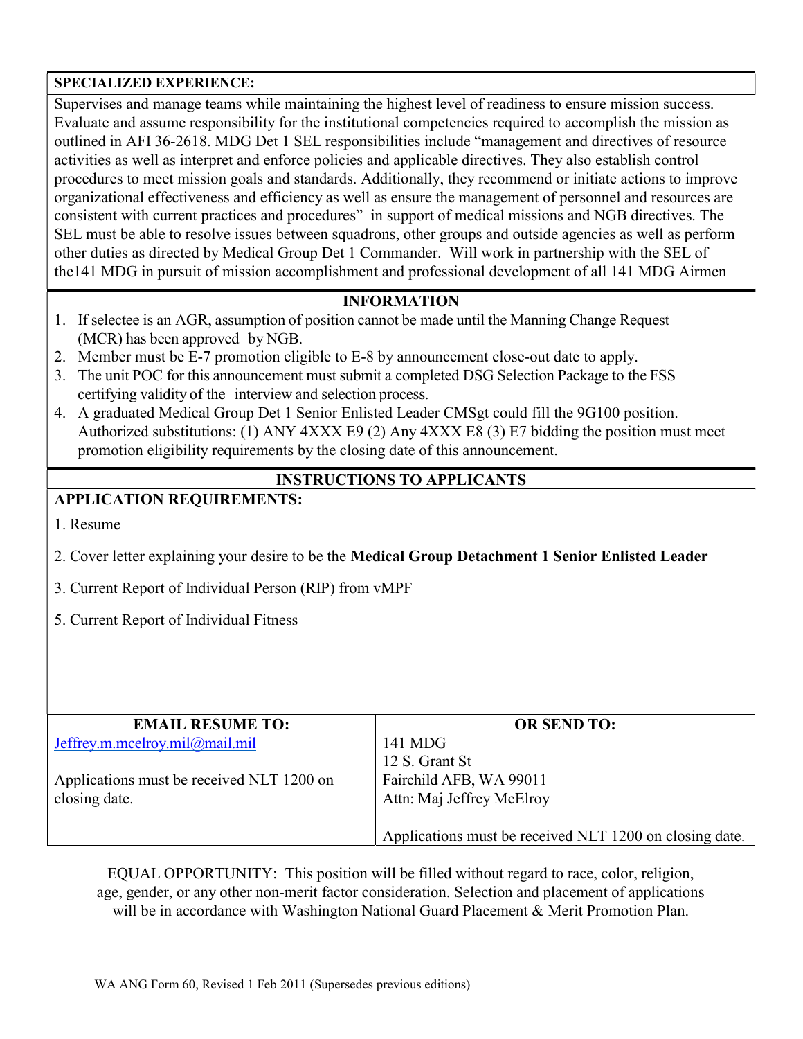**SPECIALIZED EXPERIENCE:**

Supervises and manage teams while maintaining the highest level of readiness to ensure mission success. Evaluate and assume responsibility for the institutional competencies required to accomplish the mission as outlined in AFI 36-2618. MDG Det 1 SEL responsibilities include "management and directives of resource activities as well as interpret and enforce policies and applicable directives. They also establish control procedures to meet mission goals and standards. Additionally, they recommend or initiate actions to improve organizational effectiveness and efficiency as well as ensure the management of personnel and resources are consistent with current practices and procedures" in support of medical missions and NGB directives. The SEL must be able to resolve issues between squadrons, other groups and outside agencies as well as perform other duties as directed by Medical Group Det 1 Commander. Will work in partnership with the SEL of the141 MDG in pursuit of mission accomplishment and professional development of all 141 MDG Airmen

**INFORMATION**

1. If selectee is an AGR, assumption of position cannot be made until the Manning Change Request (MCR) has been approved by NGB.
2. Member must be E-7 promotion eligible to E-8 by announcement close-out date to apply.
3. The unit POC for this announcement must submit a completed DSG Selection Package to the FSS certifying validity of the interview and selection process.
4. A graduated Medical Group Det 1 Senior Enlisted Leader CMSgt could fill the 9G100 position. Authorized substitutions: (1) ANY 4XXX E9 (2) Any 4XXX E8 (3) E7 bidding the position must meet promotion eligibility requirements by the closing date of this announcement.

**INSTRUCTIONS TO APPLICANTS**

**APPLICATION REQUIREMENTS:**

1. Resume

2. Cover letter explaining your desire to be the **Medical Group Detachment 1 Senior Enlisted Leader**

3. Current Report of Individual Person (RIP) from vMPF

5. Current Report of Individual Fitness

| EMAIL RESUME TO: | OR SEND TO: |
|---|---|
| Jeffrey.m.mcelroy.mil@mail.mil<br><br>Applications must be received NLT 1200 on closing date. | 141 MDG<br>12 S. Grant St<br>Fairchild AFB, WA 99011<br>Attn: Maj Jeffrey McElroy<br><br>Applications must be received NLT 1200 on closing date. |

EQUAL OPPORTUNITY: This position will be filled without regard to race, color, religion, age, gender, or any other non-merit factor consideration. Selection and placement of applications will be in accordance with Washington National Guard Placement & Merit Promotion Plan.

WA ANG Form 60, Revised 1 Feb 2011 (Supersedes previous editions)